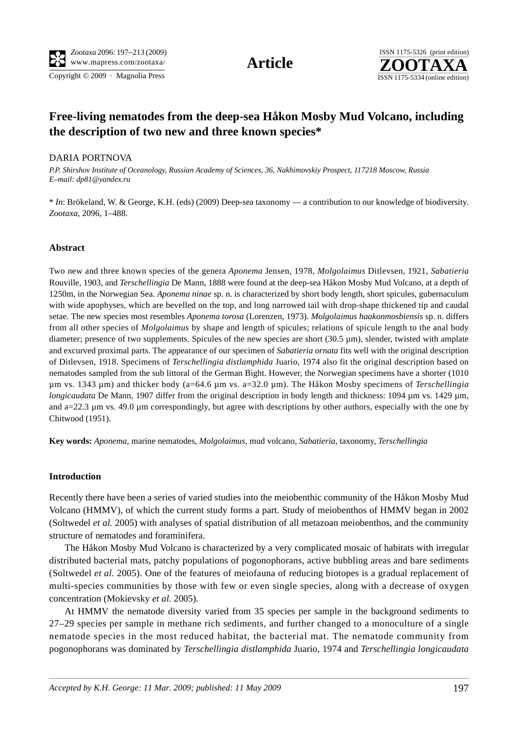# Free-living nematodes from the deep-sea Håkon Mosby Mud Volcano, including the description of two new and three known species*

DARIA PORTNOVA

*P.P. Shirshov Institute of Oceanology, Russian Academy of Sciences, 36, Nakhimovskiy Prospect, 117218 Moscow, Russia*
*E–mail: dp81@yandex.ru*

\* *In*: Brökeland, W. & George, K.H. (eds) (2009) Deep-sea taxonomy — a contribution to our knowledge of biodiversity. *Zootaxa*, 2096, 1–488.

## Abstract

Two new and three known species of the genera *Aponema* Jensen, 1978, *Molgolaimus* Ditlevsen, 1921, *Sabatieria* Rouville, 1903, and *Terschellingia* De Mann, 1888 were found at the deep-sea Håkon Mosby Mud Volcano, at a depth of 1250m, in the Norwegian Sea. *Aponema ninae* sp. n. is characterized by short body length, short spicules, gubernaculum with wide apophyses, which are bevelled on the top, and long narrowed tail with drop-shape thickened tip and caudal setae. The new species most resembles *Aponema torosa* (Lorenzen, 1973). *Molgolaimus haakonmosbiensis* sp. n. differs from all other species of *Molgolaimus* by shape and length of spicules; relations of spicule length to the anal body diameter; presence of two supplements. Spicules of the new species are short (30.5 µm), slender, twisted with amplate and excurved proximal parts. The appearance of our specimen of *Sabatieria ornata* fits well with the original description of Ditlevsen, 1918. Specimens of *Terschellingia distlamphida* Juario, 1974 also fit the original description based on nematodes sampled from the sub littoral of the German Bight. However, the Norwegian specimens have a shorter (1010 µm vs. 1343 µm) and thicker body (a=64.6 µm vs. a=32.0 µm). The Håkon Mosby specimens of *Terschellingia longicaudata* De Mann, 1907 differ from the original description in body length and thickness: 1094 µm vs. 1429 µm, and a=22.3 µm vs. 49.0 µm correspondingly, but agree with descriptions by other authors, especially with the one by Chitwood (1951).

**Key words:** *Aponema*, marine nematodes, *Molgolaimus*, mud volcano, *Sabatieria*, taxonomy, *Terschellingia*

## Introduction

Recently there have been a series of varied studies into the meiobenthic community of the Håkon Mosby Mud Volcano (HMMV), of which the current study forms a part. Study of meiobenthos of HMMV began in 2002 (Soltwedel *et al.* 2005) with analyses of spatial distribution of all metazoan meiobenthos, and the community structure of nematodes and foraminifera.

The Håkon Mosby Mud Volcano is characterized by a very complicated mosaic of habitats with irregular distributed bacterial mats, patchy populations of pogonophorans, active bubbling areas and bare sediments (Soltwedel *et al.* 2005). One of the features of meiofauna of reducing biotopes is a gradual replacement of multi-species communities by those with few or even single species, along with a decrease of oxygen concentration (Mokievsky *et al.* 2005).

At HMMV the nematode diversity varied from 35 species per sample in the background sediments to 27–29 species per sample in methane rich sediments, and further changed to a monoculture of a single nematode species in the most reduced habitat, the bacterial mat. The nematode community from pogonophorans was dominated by *Terschellingia distlamphida* Juario, 1974 and *Terschellingia longicaudata*

*Accepted by K.H. George: 11 Mar. 2009; published: 11 May 2009*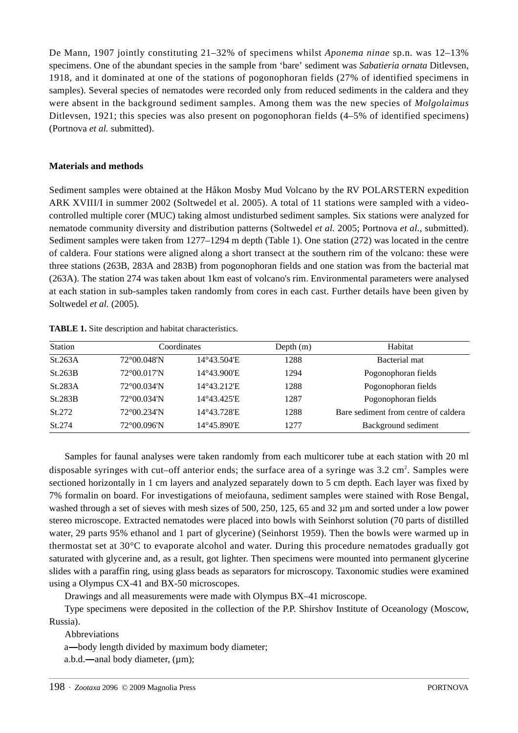De Mann, 1907 jointly constituting 21–32% of specimens whilst *Aponema ninae* sp.n. was 12–13% specimens. One of the abundant species in the sample from 'bare' sediment was *Sabatieria ornata* Ditlevsen, 1918, and it dominated at one of the stations of pogonophoran fields (27% of identified specimens in samples). Several species of nematodes were recorded only from reduced sediments in the caldera and they were absent in the background sediment samples. Among them was the new species of *Molgolaimus* Ditlevsen, 1921; this species was also present on pogonophoran fields (4–5% of identified specimens) (Portnova *et al.* submitted).

## Materials and methods

Sediment samples were obtained at the Håkon Mosby Mud Volcano by the RV POLARSTERN expedition ARK XVIII/I in summer 2002 (Soltwedel et al. 2005). A total of 11 stations were sampled with a video-controlled multiple corer (MUC) taking almost undisturbed sediment samples. Six stations were analyzed for nematode community diversity and distribution patterns (Soltwedel *et al.* 2005; Portnova *et al.*, submitted). Sediment samples were taken from 1277–1294 m depth (Table 1). One station (272) was located in the centre of caldera. Four stations were aligned along a short transect at the southern rim of the volcano: these were three stations (263B, 283A and 283B) from pogonophoran fields and one station was from the bacterial mat (263A). The station 274 was taken about 1km east of volcano's rim. Environmental parameters were analysed at each station in sub-samples taken randomly from cores in each cast. Further details have been given by Soltwedel *et al.* (2005).

**TABLE 1.** Site description and habitat characteristics.

| Station | Coordinates | | Depth (m) | Habitat |
|---|---|---|---|---|
| St.263A | 72°00.048'N | 14°43.504'E | 1288 | Bacterial mat |
| St.263B | 72°00.017'N | 14°43.900'E | 1294 | Pogonophoran fields |
| St.283A | 72°00.034'N | 14°43.212'E | 1288 | Pogonophoran fields |
| St.283B | 72°00.034'N | 14°43.425'E | 1287 | Pogonophoran fields |
| St.272 | 72°00.234'N | 14°43.728'E | 1288 | Bare sediment from centre of caldera |
| St.274 | 72°00.096'N | 14°45.890'E | 1277 | Background sediment |

Samples for faunal analyses were taken randomly from each multicorer tube at each station with 20 ml disposable syringes with cut–off anterior ends; the surface area of a syringe was 3.2 $cm^2$. Samples were sectioned horizontally in 1 cm layers and analyzed separately down to 5 cm depth. Each layer was fixed by 7% formalin on board. For investigations of meiofauna, sediment samples were stained with Rose Bengal, washed through a set of sieves with mesh sizes of 500, 250, 125, 65 and 32 µm and sorted under a low power stereo microscope. Extracted nematodes were placed into bowls with Seinhorst solution (70 parts of distilled water, 29 parts 95% ethanol and 1 part of glycerine) (Seinhorst 1959). Then the bowls were warmed up in thermostat set at 30°C to evaporate alcohol and water. During this procedure nematodes gradually got saturated with glycerine and, as a result, got lighter. Then specimens were mounted into permanent glycerine slides with a paraffin ring, using glass beads as separators for microscopy. Taxonomic studies were examined using a Olympus CX-41 and BX-50 microscopes.

Drawings and all measurements were made with Olympus BX–41 microscope.

Type specimens were deposited in the collection of the P.P. Shirshov Institute of Oceanology (Moscow, Russia).

Abbreviations

a—body length divided by maximum body diameter;

a.b.d.—anal body diameter, (µm);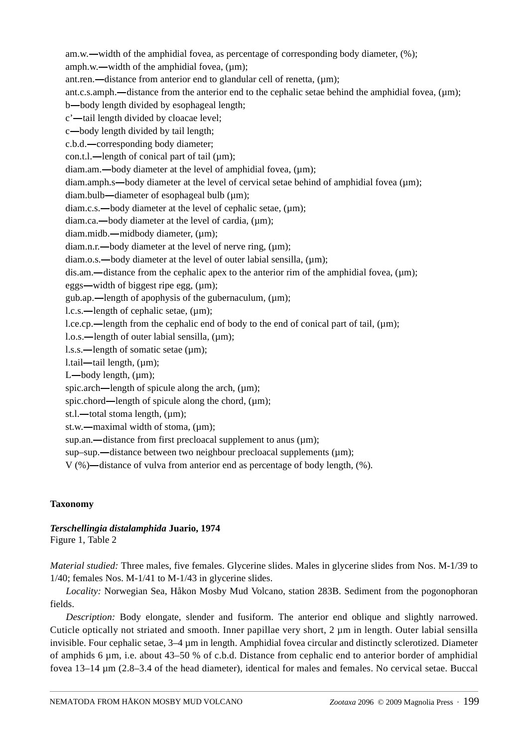am.w.—width of the amphidial fovea, as percentage of corresponding body diameter, (%);
amph.w.—width of the amphidial fovea, (µm);
ant.ren.—distance from anterior end to glandular cell of renetta, (µm);
ant.c.s.amph.—distance from the anterior end to the cephalic setae behind the amphidial fovea, (µm);
b—body length divided by esophageal length;
c'—tail length divided by cloacae level;
c—body length divided by tail length;
c.b.d.—corresponding body diameter;
con.t.l.—length of conical part of tail (µm);
diam.am.—body diameter at the level of amphidial fovea, (µm);
diam.amph.s—body diameter at the level of cervical setae behind of amphidial fovea (µm);
diam.bulb—diameter of esophageal bulb (µm);
diam.c.s.—body diameter at the level of cephalic setae, (µm);
diam.ca.—body diameter at the level of cardia, (µm);
diam.midb.—midbody diameter, (µm);
diam.n.r.—body diameter at the level of nerve ring, (µm);
diam.o.s.—body diameter at the level of outer labial sensilla, (µm);
dis.am.—distance from the cephalic apex to the anterior rim of the amphidial fovea, (µm);
eggs—width of biggest ripe egg, (µm);
gub.ap.—length of apophysis of the gubernaculum, (µm);
l.c.s.—length of cephalic setae, (µm);
l.ce.cp.—length from the cephalic end of body to the end of conical part of tail, (µm);
l.o.s.—length of outer labial sensilla, (µm);
l.s.s.—length of somatic setae (µm);
l.tail—tail length, (µm);
L—body length, (µm);
spic.arch—length of spicule along the arch, (µm);
spic.chord—length of spicule along the chord, (µm);
st.l.—total stoma length, (µm);
st.w.—maximal width of stoma, (µm);
sup.an.—distance from first precloacal supplement to anus (µm);
sup–sup.—distance between two neighbour precloacal supplements (µm);
V (%)—distance of vulva from anterior end as percentage of body length, (%).

## Taxonomy

### *Terschellingia distalamphida* Juario, 1974

Figure 1, Table 2

*Material studied:* Three males, five females. Glycerine slides. Males in glycerine slides from Nos. M-1/39 to 1/40; females Nos. M-1/41 to M-1/43 in glycerine slides.

*Locality:* Norwegian Sea, Håkon Mosby Mud Volcano, station 283B. Sediment from the pogonophoran fields.

*Description:* Body elongate, slender and fusiform. The anterior end oblique and slightly narrowed. Cuticle optically not striated and smooth. Inner papillae very short, 2 µm in length. Outer labial sensilla invisible. Four cephalic setae, 3–4 µm in length. Amphidial fovea circular and distinctly sclerotized. Diameter of amphids 6 µm, i.e. about 43–50 % of c.b.d. Distance from cephalic end to anterior border of amphidial fovea 13–14 µm (2.8–3.4 of the head diameter), identical for males and females. No cervical setae. Buccal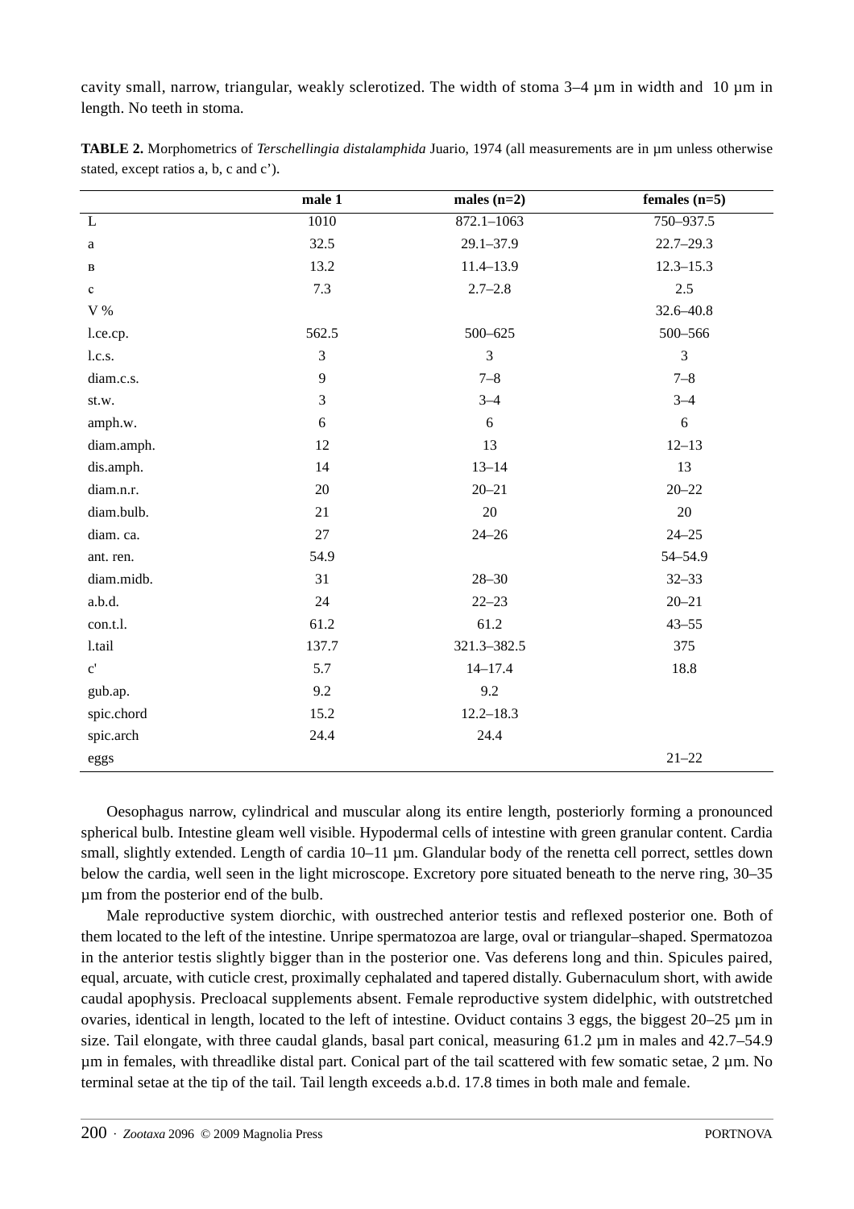cavity small, narrow, triangular, weakly sclerotized. The width of stoma 3–4 µm in width and 10 µm in length. No teeth in stoma.

**TABLE 2.** Morphometrics of *Terschellingia distalamphida* Juario, 1974 (all measurements are in µm unless otherwise stated, except ratios a, b, c and c').

| | male 1 | males (n=2) | females (n=5) |
|---|---|---|---|
| L | 1010 | 872.1–1063 | 750–937.5 |
| a | 32.5 | 29.1–37.9 | 22.7–29.3 |
| в | 13.2 | 11.4–13.9 | 12.3–15.3 |
| c | 7.3 | 2.7–2.8 | 2.5 |
| V % | | | 32.6–40.8 |
| l.ce.cp. | 562.5 | 500–625 | 500–566 |
| l.c.s. | 3 | 3 | 3 |
| diam.c.s. | 9 | 7–8 | 7–8 |
| st.w. | 3 | 3–4 | 3–4 |
| amph.w. | 6 | 6 | 6 |
| diam.amph. | 12 | 13 | 12–13 |
| dis.amph. | 14 | 13–14 | 13 |
| diam.n.r. | 20 | 20–21 | 20–22 |
| diam.bulb. | 21 | 20 | 20 |
| diam. ca. | 27 | 24–26 | 24–25 |
| ant. ren. | 54.9 | | 54–54.9 |
| diam.midb. | 31 | 28–30 | 32–33 |
| a.b.d. | 24 | 22–23 | 20–21 |
| con.t.l. | 61.2 | 61.2 | 43–55 |
| l.tail | 137.7 | 321.3–382.5 | 375 |
| c' | 5.7 | 14–17.4 | 18.8 |
| gub.ap. | 9.2 | 9.2 | |
| spic.chord | 15.2 | 12.2–18.3 | |
| spic.arch | 24.4 | 24.4 | |
| eggs | | | 21–22 |

Oesophagus narrow, cylindrical and muscular along its entire length, posteriorly forming a pronounced spherical bulb. Intestine gleam well visible. Hypodermal cells of intestine with green granular content. Cardia small, slightly extended. Length of cardia 10–11 µm. Glandular body of the renetta cell porrect, settles down below the cardia, well seen in the light microscope. Excretory pore situated beneath to the nerve ring, 30–35 µm from the posterior end of the bulb.

Male reproductive system diorchic, with oustreched anterior testis and reflexed posterior one. Both of them located to the left of the intestine. Unripe spermatozoa are large, oval or triangular–shaped. Spermatozoa in the anterior testis slightly bigger than in the posterior one. Vas deferens long and thin. Spicules paired, equal, arcuate, with cuticle crest, proximally cephalated and tapered distally. Gubernaculum short, with awide caudal apophysis. Precloacal supplements absent. Female reproductive system didelphic, with outstretched ovaries, identical in length, located to the left of intestine. Oviduct contains 3 eggs, the biggest 20–25 µm in size. Tail elongate, with three caudal glands, basal part conical, measuring 61.2 µm in males and 42.7–54.9 µm in females, with threadlike distal part. Conical part of the tail scattered with few somatic setae, 2 µm. No terminal setae at the tip of the tail. Tail length exceeds a.b.d. 17.8 times in both male and female.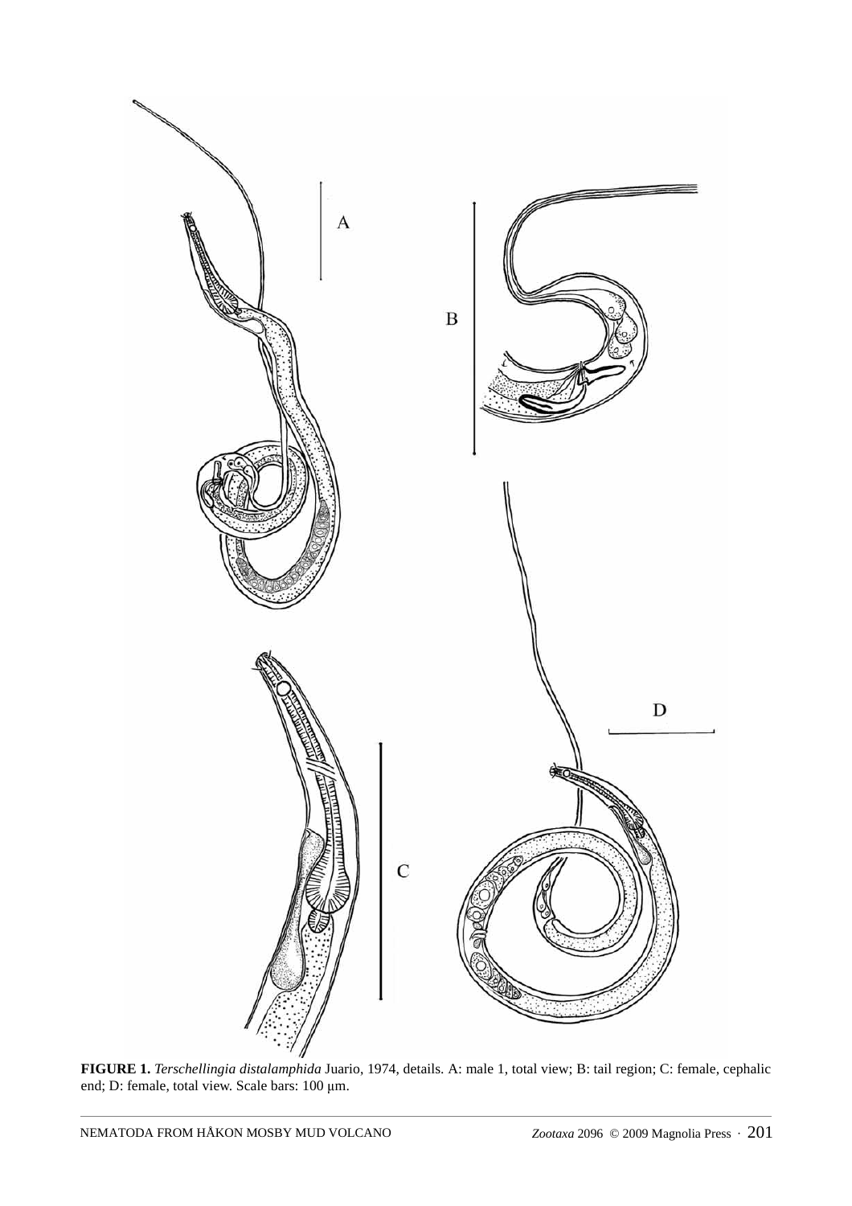**FIGURE 1.** *Terschellingia distalamphida* Juario, 1974, details. A: male 1, total view; B: tail region; C: female, cephalic end; D: female, total view. Scale bars: 100 µm.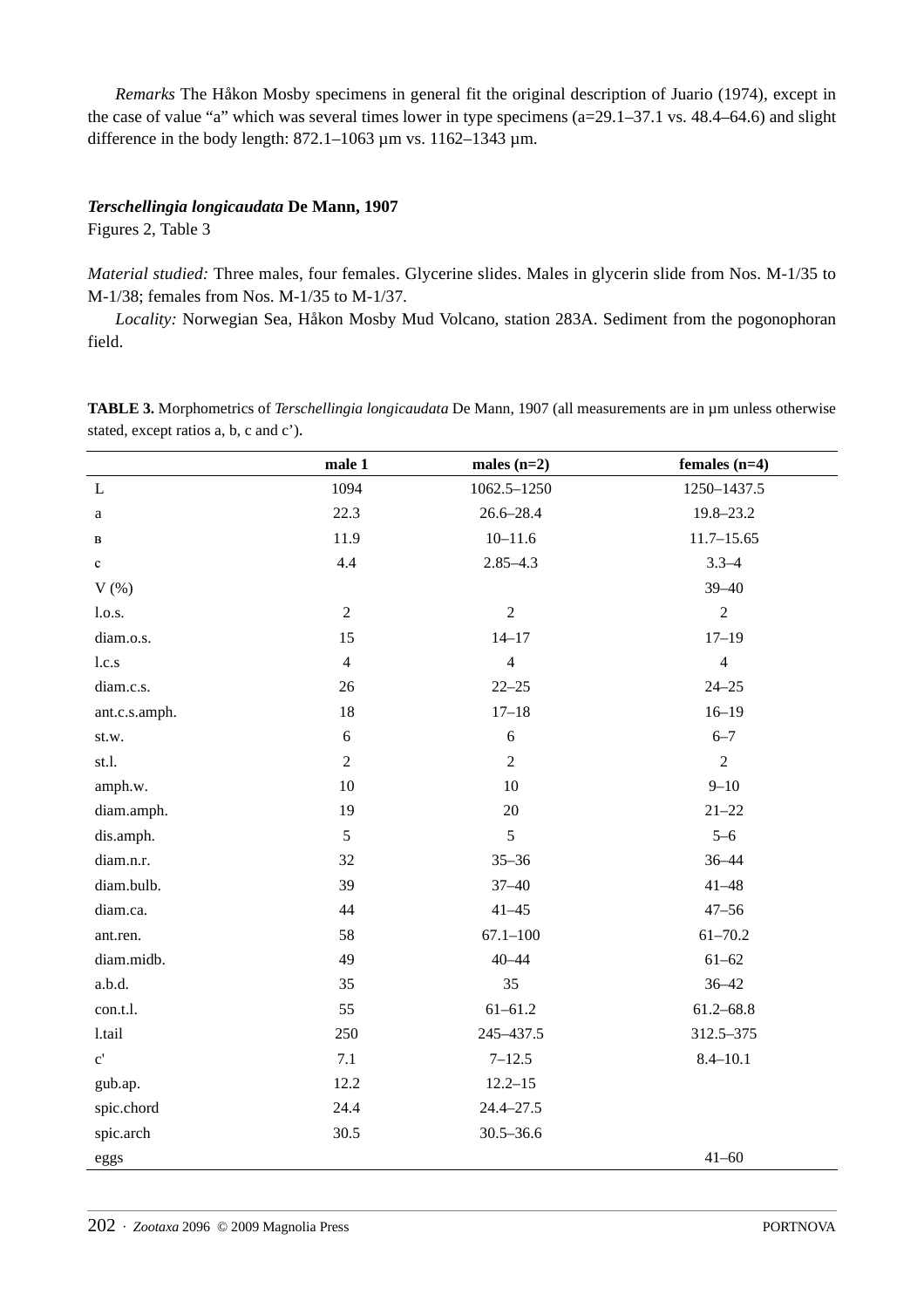*Remarks* The Håkon Mosby specimens in general fit the original description of Juario (1974), except in the case of value "a" which was several times lower in type specimens (a=29.1–37.1 vs. 48.4–64.6) and slight difference in the body length: 872.1–1063 µm vs. 1162–1343 µm.

### ***Terschellingia longicaudata*** **De Mann, 1907**

Figures 2, Table 3

*Material studied:* Three males, four females. Glycerine slides. Males in glycerin slide from Nos. M-1/35 to M-1/38; females from Nos. M-1/35 to M-1/37.

*Locality:* Norwegian Sea, Håkon Mosby Mud Volcano, station 283A. Sediment from the pogonophoran field.

**TABLE 3.** Morphometrics of *Terschellingia longicaudata* De Mann, 1907 (all measurements are in µm unless otherwise stated, except ratios a, b, c and c').

| | male 1 | males (n=2) | females (n=4) |
|---|---|---|---|
| L | 1094 | 1062.5–1250 | 1250–1437.5 |
| a | 22.3 | 26.6–28.4 | 19.8–23.2 |
| в | 11.9 | 10–11.6 | 11.7–15.65 |
| c | 4.4 | 2.85–4.3 | 3.3–4 |
| V (%) | | | 39–40 |
| l.o.s. | 2 | 2 | 2 |
| diam.o.s. | 15 | 14–17 | 17–19 |
| l.c.s | 4 | 4 | 4 |
| diam.c.s. | 26 | 22–25 | 24–25 |
| ant.c.s.amph. | 18 | 17–18 | 16–19 |
| st.w. | 6 | 6 | 6–7 |
| st.l. | 2 | 2 | 2 |
| amph.w. | 10 | 10 | 9–10 |
| diam.amph. | 19 | 20 | 21–22 |
| dis.amph. | 5 | 5 | 5–6 |
| diam.n.r. | 32 | 35–36 | 36–44 |
| diam.bulb. | 39 | 37–40 | 41–48 |
| diam.ca. | 44 | 41–45 | 47–56 |
| ant.ren. | 58 | 67.1–100 | 61–70.2 |
| diam.midb. | 49 | 40–44 | 61–62 |
| a.b.d. | 35 | 35 | 36–42 |
| con.t.l. | 55 | 61–61.2 | 61.2–68.8 |
| l.tail | 250 | 245–437.5 | 312.5–375 |
| c' | 7.1 | 7–12.5 | 8.4–10.1 |
| gub.ap. | 12.2 | 12.2–15 | |
| spic.chord | 24.4 | 24.4–27.5 | |
| spic.arch | 30.5 | 30.5–36.6 | |
| eggs | | | 41–60 |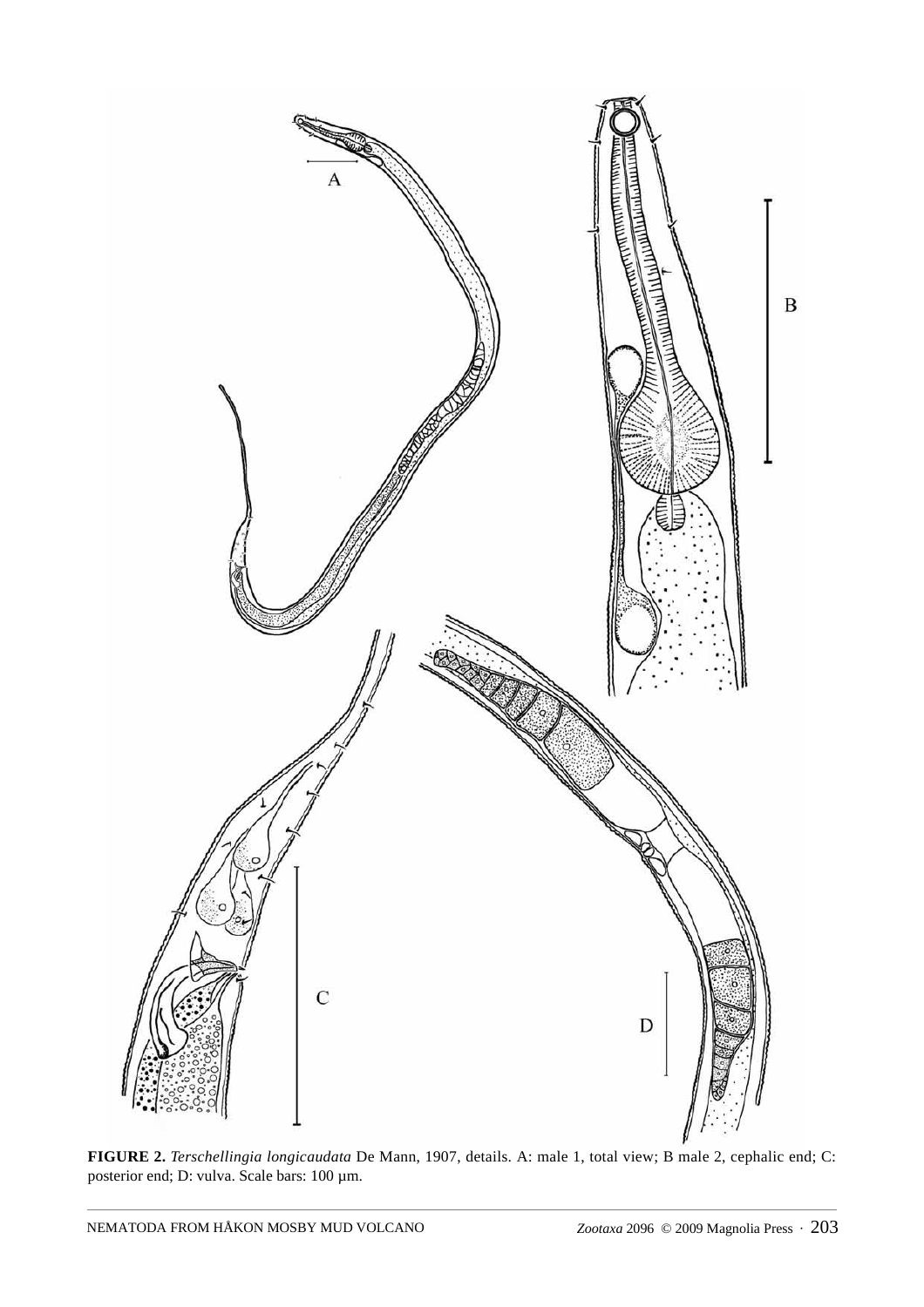**FIGURE 2.** *Terschellingia longicaudata* De Mann, 1907, details. A: male 1, total view; B male 2, cephalic end; C: posterior end; D: vulva. Scale bars: 100 µm.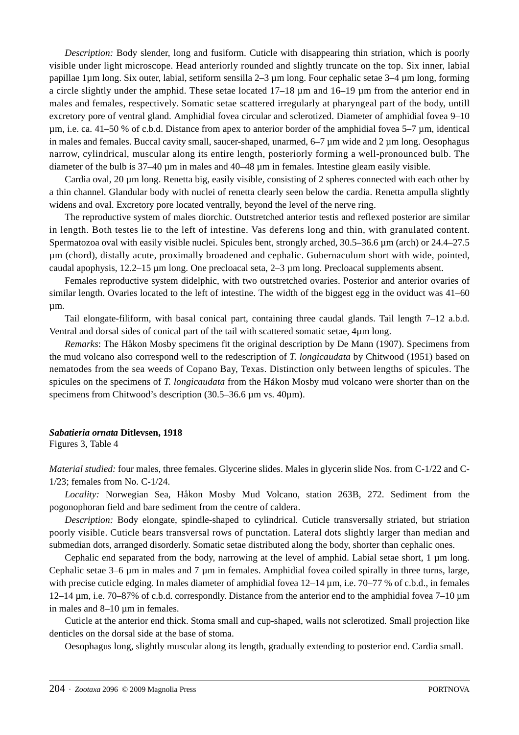*Description:* Body slender, long and fusiform. Cuticle with disappearing thin striation, which is poorly visible under light microscope. Head anteriorly rounded and slightly truncate on the top. Six inner, labial papillae 1µm long. Six outer, labial, setiform sensilla 2–3 µm long. Four cephalic setae 3–4 µm long, forming a circle slightly under the amphid. These setae located 17–18 µm and 16–19 µm from the anterior end in males and females, respectively. Somatic setae scattered irregularly at pharyngeal part of the body, untill excretory pore of ventral gland. Amphidial fovea circular and sclerotized. Diameter of amphidial fovea 9–10 µm, i.e. ca. 41–50 % of c.b.d. Distance from apex to anterior border of the amphidial fovea 5–7 µm, identical in males and females. Buccal cavity small, saucer-shaped, unarmed, 6–7 µm wide and 2 µm long. Oesophagus narrow, cylindrical, muscular along its entire length, posteriorly forming a well-pronounced bulb. The diameter of the bulb is 37–40 µm in males and 40–48 µm in females. Intestine gleam easily visible.

Cardia oval, 20 µm long. Renetta big, easily visible, consisting of 2 spheres connected with each other by a thin channel. Glandular body with nuclei of renetta clearly seen below the cardia. Renetta ampulla slightly widens and oval. Excretory pore located ventrally, beyond the level of the nerve ring.

The reproductive system of males diorchic. Outstretched anterior testis and reflexed posterior are similar in length. Both testes lie to the left of intestine. Vas deferens long and thin, with granulated content. Spermatozoa oval with easily visible nuclei. Spicules bent, strongly arched, 30.5–36.6 µm (arch) or 24.4–27.5 µm (chord), distally acute, proximally broadened and cephalic. Gubernaculum short with wide, pointed, caudal apophysis, 12.2–15 µm long. One precloacal seta, 2–3 µm long. Precloacal supplements absent.

Females reproductive system didelphic, with two outstretched ovaries. Posterior and anterior ovaries of similar length. Ovaries located to the left of intestine. The width of the biggest egg in the oviduct was 41–60 µm.

Tail elongate-filiform, with basal conical part, containing three caudal glands. Tail length 7–12 a.b.d. Ventral and dorsal sides of conical part of the tail with scattered somatic setae, 4µm long.

*Remarks*: The Håkon Mosby specimens fit the original description by De Mann (1907). Specimens from the mud volcano also correspond well to the redescription of *T. longicaudata* by Chitwood (1951) based on nematodes from the sea weeds of Copano Bay, Texas. Distinction only between lengths of spicules. The spicules on the specimens of *T. longicaudata* from the Håkon Mosby mud volcano were shorter than on the specimens from Chitwood's description (30.5–36.6 µm vs. 40µm).

***Sabatieria ornata*** **Ditlevsen, 1918**

Figures 3, Table 4

*Material studied:* four males, three females. Glycerine slides. Males in glycerin slide Nos. from C-1/22 and C-1/23; females from No. C-1/24.

*Locality:* Norwegian Sea, Håkon Mosby Mud Volcano, station 263B, 272. Sediment from the pogonophoran field and bare sediment from the centre of caldera.

*Description:* Body elongate, spindle-shaped to cylindrical. Cuticle transversally striated, but striation poorly visible. Cuticle bears transversal rows of punctation. Lateral dots slightly larger than median and submedian dots, arranged disorderly. Somatic setae distributed along the body, shorter than cephalic ones.

Cephalic end separated from the body, narrowing at the level of amphid. Labial setae short, 1 µm long. Cephalic setae 3–6 µm in males and 7 µm in females. Amphidial fovea coiled spirally in three turns, large, with precise cuticle edging. In males diameter of amphidial fovea 12–14 µm, i.e. 70–77 % of c.b.d., in females 12–14 µm, i.e. 70–87% of c.b.d. correspondly. Distance from the anterior end to the amphidial fovea 7–10 µm in males and 8–10 µm in females.

Cuticle at the anterior end thick. Stoma small and cup-shaped, walls not sclerotized. Small projection like denticles on the dorsal side at the base of stoma.

Oesophagus long, slightly muscular along its length, gradually extending to posterior end. Cardia small.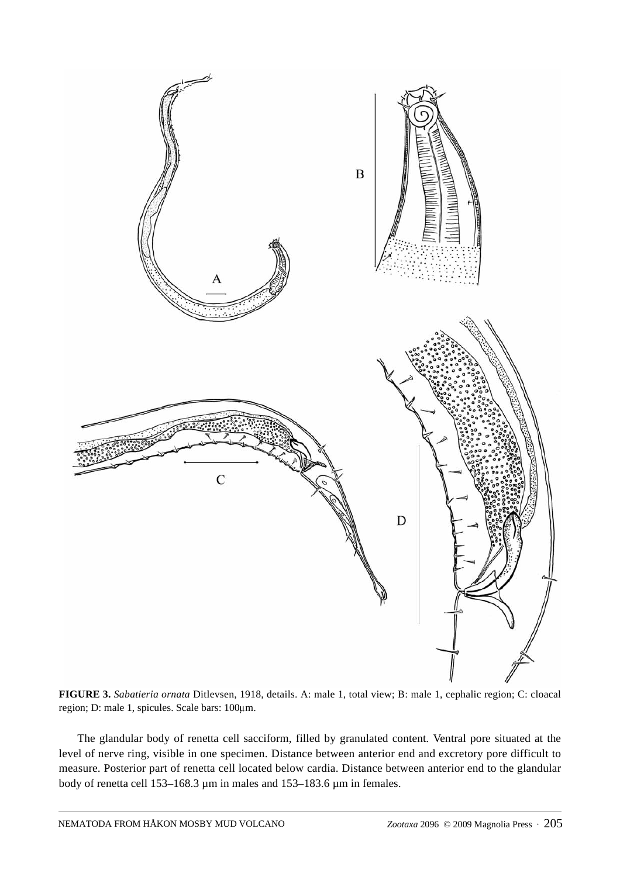**FIGURE 3.** *Sabatieria ornata* Ditlevsen, 1918, details. A: male 1, total view; B: male 1, cephalic region; C: cloacal region; D: male 1, spicules. Scale bars: 100µm.

The glandular body of renetta cell sacciform, filled by granulated content. Ventral pore situated at the level of nerve ring, visible in one specimen. Distance between anterior end and excretory pore difficult to measure. Posterior part of renetta cell located below cardia. Distance between anterior end to the glandular body of renetta cell 153–168.3 µm in males and 153–183.6 µm in females.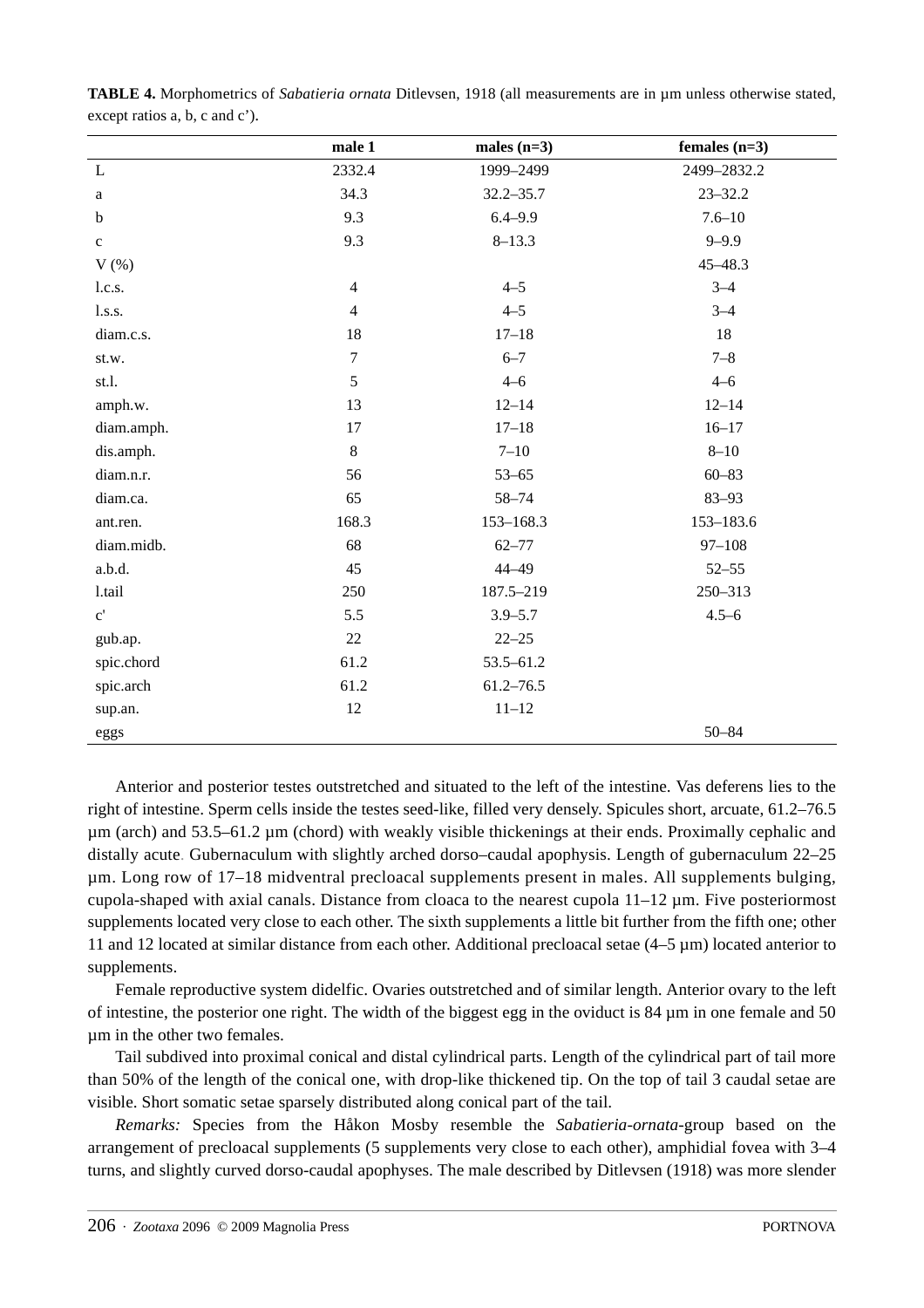**TABLE 4.** Morphometrics of *Sabatieria ornata* Ditlevsen, 1918 (all measurements are in µm unless otherwise stated, except ratios a, b, c and c').

| | male 1 | males (n=3) | females (n=3) |
|---|---|---|---|
| L | 2332.4 | 1999–2499 | 2499–2832.2 |
| a | 34.3 | 32.2–35.7 | 23–32.2 |
| b | 9.3 | 6.4–9.9 | 7.6–10 |
| c | 9.3 | 8–13.3 | 9–9.9 |
| V (%) | | | 45–48.3 |
| l.c.s. | 4 | 4–5 | 3–4 |
| l.s.s. | 4 | 4–5 | 3–4 |
| diam.c.s. | 18 | 17–18 | 18 |
| st.w. | 7 | 6–7 | 7–8 |
| st.l. | 5 | 4–6 | 4–6 |
| amph.w. | 13 | 12–14 | 12–14 |
| diam.amph. | 17 | 17–18 | 16–17 |
| dis.amph. | 8 | 7–10 | 8–10 |
| diam.n.r. | 56 | 53–65 | 60–83 |
| diam.ca. | 65 | 58–74 | 83–93 |
| ant.ren. | 168.3 | 153–168.3 | 153–183.6 |
| diam.midb. | 68 | 62–77 | 97–108 |
| a.b.d. | 45 | 44–49 | 52–55 |
| l.tail | 250 | 187.5–219 | 250–313 |
| c' | 5.5 | 3.9–5.7 | 4.5–6 |
| gub.ap. | 22 | 22–25 | |
| spic.chord | 61.2 | 53.5–61.2 | |
| spic.arch | 61.2 | 61.2–76.5 | |
| sup.an. | 12 | 11–12 | |
| eggs | | | 50–84 |

Anterior and posterior testes outstretched and situated to the left of the intestine. Vas deferens lies to the right of intestine. Sperm cells inside the testes seed-like, filled very densely. Spicules short, arcuate, 61.2–76.5 µm (arch) and 53.5–61.2 µm (chord) with weakly visible thickenings at their ends. Proximally cephalic and distally acute. Gubernaculum with slightly arched dorso–caudal apophysis. Length of gubernaculum 22–25 µm. Long row of 17–18 midventral precloacal supplements present in males. All supplements bulging, cupola-shaped with axial canals. Distance from cloaca to the nearest cupola 11–12 µm. Five posteriormost supplements located very close to each other. The sixth supplements a little bit further from the fifth one; other 11 and 12 located at similar distance from each other. Additional precloacal setae (4–5 µm) located anterior to supplements.

Female reproductive system didelfic. Ovaries outstretched and of similar length. Anterior ovary to the left of intestine, the posterior one right. The width of the biggest egg in the oviduct is 84 µm in one female and 50 µm in the other two females.

Tail subdivided into proximal conical and distal cylindrical parts. Length of the cylindrical part of tail more than 50% of the length of the conical one, with drop-like thickened tip. On the top of tail 3 caudal setae are visible. Short somatic setae sparsely distributed along conical part of the tail.

*Remarks:* Species from the Håkon Mosby resemble the *Sabatieria-ornata*-group based on the arrangement of precloacal supplements (5 supplements very close to each other), amphidial fovea with 3–4 turns, and slightly curved dorso-caudal apophyses. The male described by Ditlevsen (1918) was more slender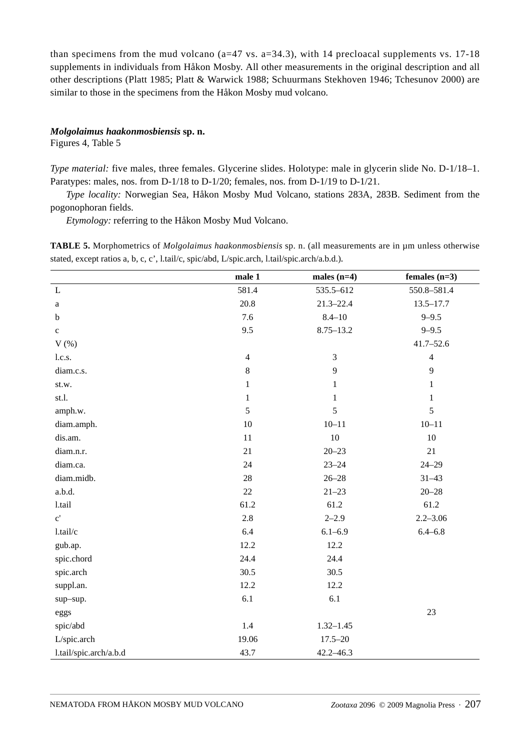than specimens from the mud volcano (a=47 vs. a=34.3), with 14 precloacal supplements vs. 17-18 supplements in individuals from Håkon Mosby. All other measurements in the original description and all other descriptions (Platt 1985; Platt & Warwick 1988; Schuurmans Stekhoven 1946; Tchesunov 2000) are similar to those in the specimens from the Håkon Mosby mud volcano.

### ***Molgolaimus haakonmosbiensis* sp. n.**

Figures 4, Table 5

*Type material:* five males, three females. Glycerine slides. Holotype: male in glycerin slide No. D-1/18–1. Paratypes: males, nos. from D-1/18 to D-1/20; females, nos. from D-1/19 to D-1/21.

*Type locality:* Norwegian Sea, Håkon Mosby Mud Volcano, stations 283A, 283B. Sediment from the pogonophoran fields.

*Etymology:* referring to the Håkon Mosby Mud Volcano.

**TABLE 5.** Morphometrics of *Molgolaimus haakonmosbiensis* sp. n. (all measurements are in μm unless otherwise stated, except ratios a, b, c, c', l.tail/c, spic/abd, L/spic.arch, l.tail/spic.arch/a.b.d.).

| | male 1 | males (n=4) | females (n=3) |
|---|---|---|---|
| L | 581.4 | 535.5–612 | 550.8–581.4 |
| a | 20.8 | 21.3–22.4 | 13.5–17.7 |
| b | 7.6 | 8.4–10 | 9–9.5 |
| c | 9.5 | 8.75–13.2 | 9–9.5 |
| V (%) | | | 41.7–52.6 |
| l.c.s. | 4 | 3 | 4 |
| diam.c.s. | 8 | 9 | 9 |
| st.w. | 1 | 1 | 1 |
| st.l. | 1 | 1 | 1 |
| amph.w. | 5 | 5 | 5 |
| diam.amph. | 10 | 10–11 | 10–11 |
| dis.am. | 11 | 10 | 10 |
| diam.n.r. | 21 | 20–23 | 21 |
| diam.ca. | 24 | 23–24 | 24–29 |
| diam.midb. | 28 | 26–28 | 31–43 |
| a.b.d. | 22 | 21–23 | 20–28 |
| l.tail | 61.2 | 61.2 | 61.2 |
| c' | 2.8 | 2–2.9 | 2.2–3.06 |
| l.tail/c | 6.4 | 6.1–6.9 | 6.4–6.8 |
| gub.ap. | 12.2 | 12.2 | |
| spic.chord | 24.4 | 24.4 | |
| spic.arch | 30.5 | 30.5 | |
| suppl.an. | 12.2 | 12.2 | |
| sup–sup. | 6.1 | 6.1 | |
| eggs | | | 23 |
| spic/abd | 1.4 | 1.32–1.45 | |
| L/spic.arch | 19.06 | 17.5–20 | |
| l.tail/spic.arch/a.b.d | 43.7 | 42.2–46.3 | |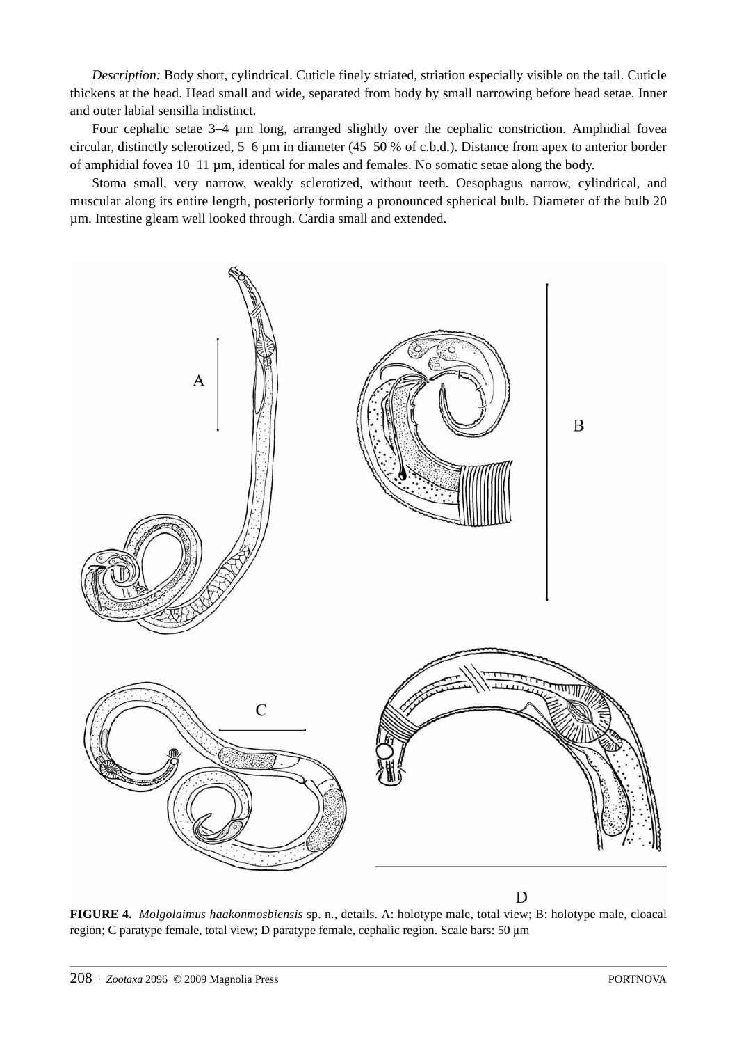*Description:* Body short, cylindrical. Cuticle finely striated, striation especially visible on the tail. Cuticle thickens at the head. Head small and wide, separated from body by small narrowing before head setae. Inner and outer labial sensilla indistinct.

Four cephalic setae 3–4 µm long, arranged slightly over the cephalic constriction. Amphidial fovea circular, distinctly sclerotized, 5–6 µm in diameter (45–50 % of c.b.d.). Distance from apex to anterior border of amphidial fovea 10–11 µm, identical for males and females. No somatic setae along the body.

Stoma small, very narrow, weakly sclerotized, without teeth. Oesophagus narrow, cylindrical, and muscular along its entire length, posteriorly forming a pronounced spherical bulb. Diameter of the bulb 20 µm. Intestine gleam well looked through. Cardia small and extended.

**FIGURE 4.** *Molgolaimus haakonmosbiensis* sp. n., details. A: holotype male, total view; B: holotype male, cloacal region; C paratype female, total view; D paratype female, cephalic region. Scale bars: 50 µm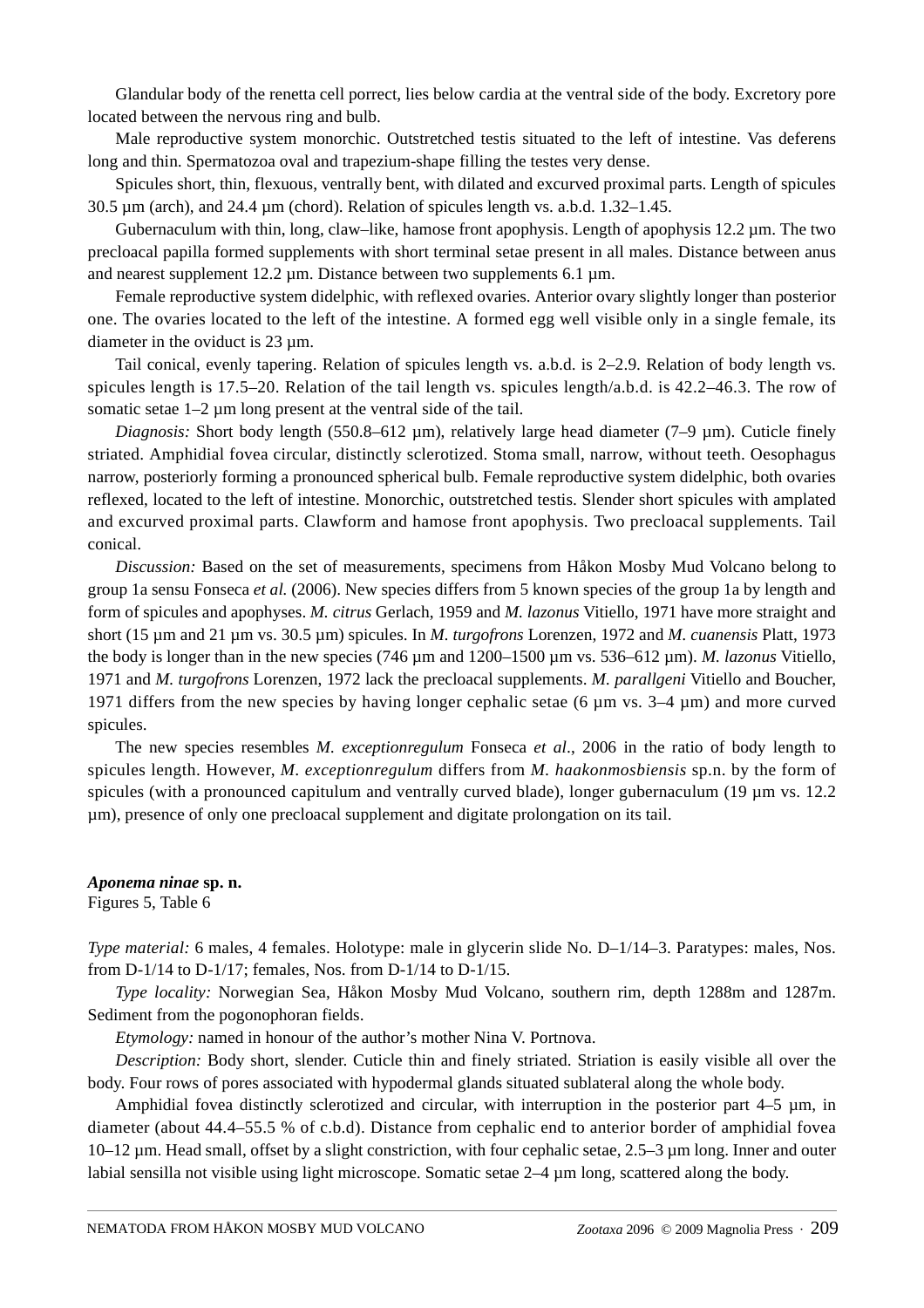Glandular body of the renetta cell porrect, lies below cardia at the ventral side of the body. Excretory pore located between the nervous ring and bulb.

Male reproductive system monorchic. Outstretched testis situated to the left of intestine. Vas deferens long and thin. Spermatozoa oval and trapezium-shape filling the testes very dense.

Spicules short, thin, flexuous, ventrally bent, with dilated and excurved proximal parts. Length of spicules 30.5 µm (arch), and 24.4 µm (chord). Relation of spicules length vs. a.b.d. 1.32–1.45.

Gubernaculum with thin, long, claw–like, hamose front apophysis. Length of apophysis 12.2 µm. The two precloacal papilla formed supplements with short terminal setae present in all males. Distance between anus and nearest supplement 12.2 µm. Distance between two supplements 6.1 µm.

Female reproductive system didelphic, with reflexed ovaries. Anterior ovary slightly longer than posterior one. The ovaries located to the left of the intestine. A formed egg well visible only in a single female, its diameter in the oviduct is 23 µm.

Tail conical, evenly tapering. Relation of spicules length vs. a.b.d. is 2–2.9. Relation of body length vs. spicules length is 17.5–20. Relation of the tail length vs. spicules length/a.b.d. is 42.2–46.3. The row of somatic setae 1–2 µm long present at the ventral side of the tail.

*Diagnosis:* Short body length (550.8–612 µm), relatively large head diameter (7–9 µm). Cuticle finely striated. Amphidial fovea circular, distinctly sclerotized. Stoma small, narrow, without teeth. Oesophagus narrow, posteriorly forming a pronounced spherical bulb. Female reproductive system didelphic, both ovaries reflexed, located to the left of intestine. Monorchic, outstretched testis. Slender short spicules with amplated and excurved proximal parts. Clawform and hamose front apophysis. Two precloacal supplements. Tail conical.

*Discussion:* Based on the set of measurements, specimens from Håkon Mosby Mud Volcano belong to group 1a sensu Fonseca *et al.* (2006). New species differs from 5 known species of the group 1a by length and form of spicules and apophyses. *M. citrus* Gerlach, 1959 and *M. lazonus* Vitiello, 1971 have more straight and short (15 µm and 21 µm vs. 30.5 µm) spicules. In *M. turgofrons* Lorenzen, 1972 and *M. cuanensis* Platt, 1973 the body is longer than in the new species (746 µm and 1200–1500 µm vs. 536–612 µm). *M. lazonus* Vitiello, 1971 and *M. turgofrons* Lorenzen, 1972 lack the precloacal supplements. *M. parallgeni* Vitiello and Boucher, 1971 differs from the new species by having longer cephalic setae (6 µm vs. 3–4 µm) and more curved spicules.

The new species resembles *M. exceptionregulum* Fonseca *et al*., 2006 in the ratio of body length to spicules length. However, *M. exceptionregulum* differs from *M. haakonmosbiensis* sp.n. by the form of spicules (with a pronounced capitulum and ventrally curved blade), longer gubernaculum (19 µm vs. 12.2 µm), presence of only one precloacal supplement and digitate prolongation on its tail.

***Aponema ninae*** **sp. n.**
Figures 5, Table 6

*Type material:* 6 males, 4 females. Holotype: male in glycerin slide No. D–1/14–3. Paratypes: males, Nos. from D-1/14 to D-1/17; females, Nos. from D-1/14 to D-1/15.

*Type locality:* Norwegian Sea, Håkon Mosby Mud Volcano, southern rim, depth 1288m and 1287m. Sediment from the pogonophoran fields.

*Etymology:* named in honour of the author's mother Nina V. Portnova.

*Description:* Body short, slender. Cuticle thin and finely striated. Striation is easily visible all over the body. Four rows of pores associated with hypodermal glands situated sublateral along the whole body.

Amphidial fovea distinctly sclerotized and circular, with interruption in the posterior part 4–5 µm, in diameter (about 44.4–55.5 % of c.b.d). Distance from cephalic end to anterior border of amphidial fovea 10–12 µm. Head small, offset by a slight constriction, with four cephalic setae, 2.5–3 µm long. Inner and outer labial sensilla not visible using light microscope. Somatic setae 2–4 µm long, scattered along the body.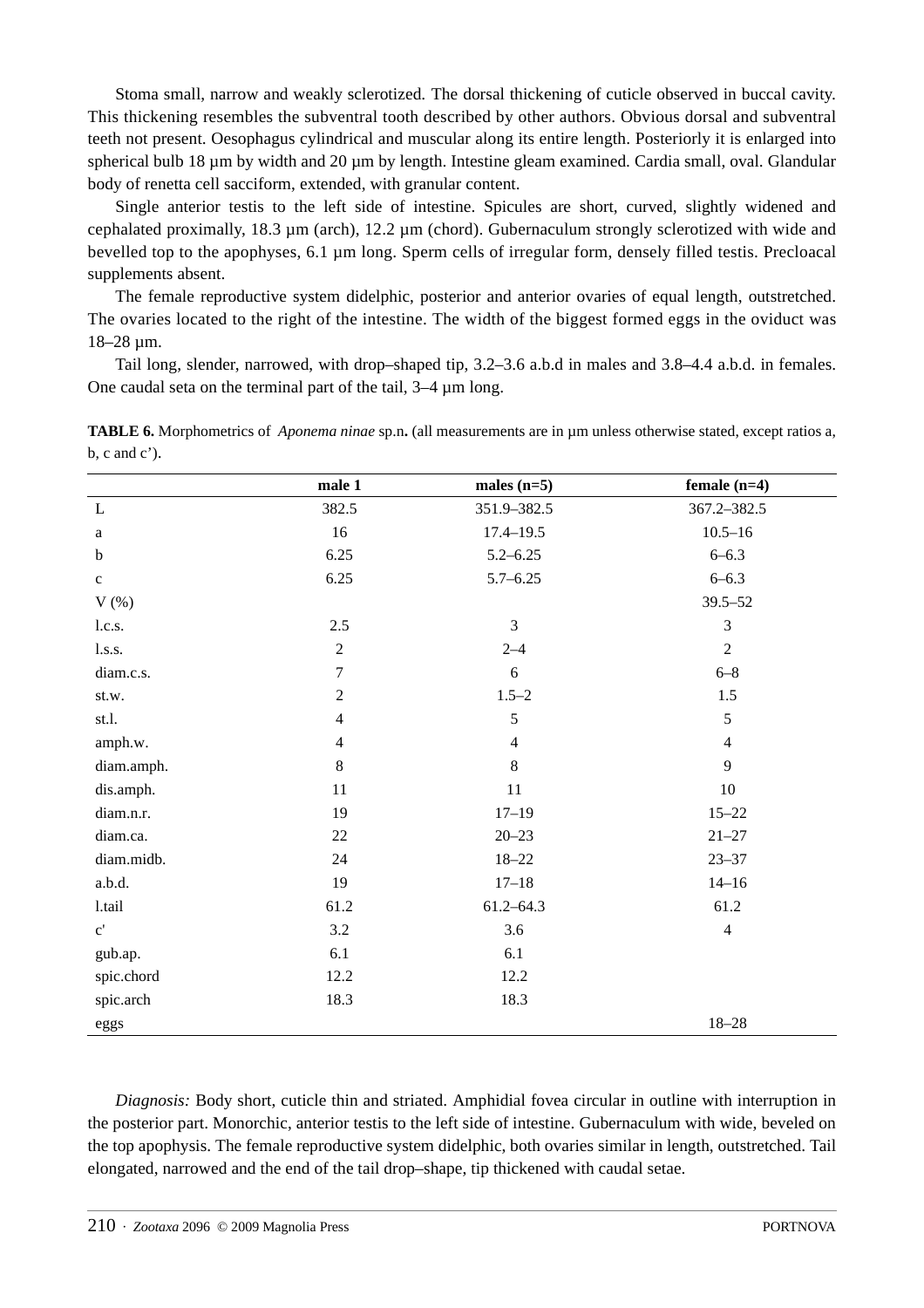Stoma small, narrow and weakly sclerotized. The dorsal thickening of cuticle observed in buccal cavity. This thickening resembles the subventral tooth described by other authors. Obvious dorsal and subventral teeth not present. Oesophagus cylindrical and muscular along its entire length. Posteriorly it is enlarged into spherical bulb 18 µm by width and 20 µm by length. Intestine gleam examined. Cardia small, oval. Glandular body of renetta cell sacciform, extended, with granular content.

Single anterior testis to the left side of intestine. Spicules are short, curved, slightly widened and cephalated proximally, 18.3 µm (arch), 12.2 µm (chord). Gubernaculum strongly sclerotized with wide and bevelled top to the apophyses, 6.1 µm long. Sperm cells of irregular form, densely filled testis. Precloacal supplements absent.

The female reproductive system didelphic, posterior and anterior ovaries of equal length, outstretched. The ovaries located to the right of the intestine. The width of the biggest formed eggs in the oviduct was 18–28 µm.

Tail long, slender, narrowed, with drop–shaped tip, 3.2–3.6 a.b.d in males and 3.8–4.4 a.b.d. in females. One caudal seta on the terminal part of the tail, 3–4 µm long.

**TABLE 6.** Morphometrics of *Aponema ninae* sp.n**.** (all measurements are in µm unless otherwise stated, except ratios a, b, c and c').

| | male 1 | males (n=5) | female (n=4) |
|---|---|---|---|
| L | 382.5 | 351.9–382.5 | 367.2–382.5 |
| a | 16 | 17.4–19.5 | 10.5–16 |
| b | 6.25 | 5.2–6.25 | 6–6.3 |
| c | 6.25 | 5.7–6.25 | 6–6.3 |
| V (%) | | | 39.5–52 |
| l.c.s. | 2.5 | 3 | 3 |
| l.s.s. | 2 | 2–4 | 2 |
| diam.c.s. | 7 | 6 | 6–8 |
| st.w. | 2 | 1.5–2 | 1.5 |
| st.l. | 4 | 5 | 5 |
| amph.w. | 4 | 4 | 4 |
| diam.amph. | 8 | 8 | 9 |
| dis.amph. | 11 | 11 | 10 |
| diam.n.r. | 19 | 17–19 | 15–22 |
| diam.ca. | 22 | 20–23 | 21–27 |
| diam.midb. | 24 | 18–22 | 23–37 |
| a.b.d. | 19 | 17–18 | 14–16 |
| l.tail | 61.2 | 61.2–64.3 | 61.2 |
| c' | 3.2 | 3.6 | 4 |
| gub.ap. | 6.1 | 6.1 | |
| spic.chord | 12.2 | 12.2 | |
| spic.arch | 18.3 | 18.3 | |
| eggs | | | 18–28 |

*Diagnosis:* Body short, cuticle thin and striated. Amphidial fovea circular in outline with interruption in the posterior part. Monorchic, anterior testis to the left side of intestine. Gubernaculum with wide, beveled on the top apophysis. The female reproductive system didelphic, both ovaries similar in length, outstretched. Tail elongated, narrowed and the end of the tail drop–shape, tip thickened with caudal setae.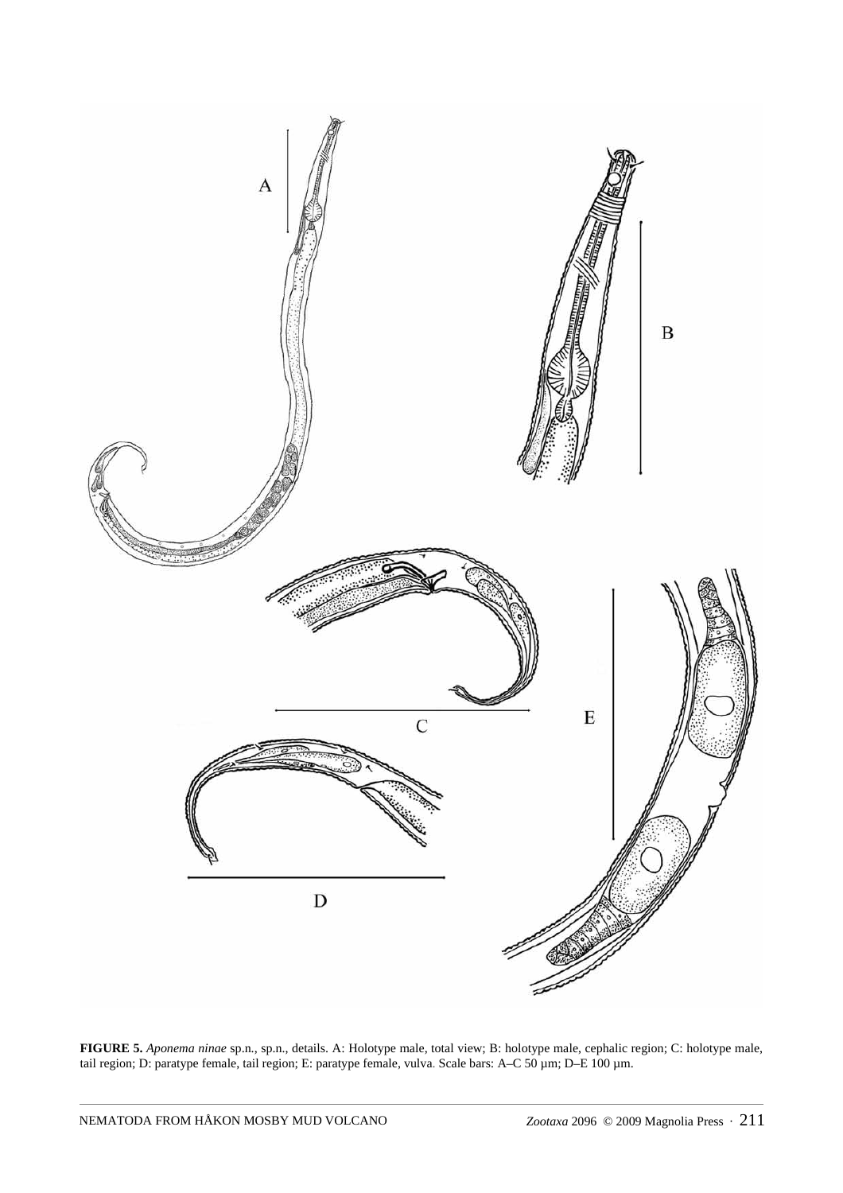**FIGURE 5.** *Aponema ninae* sp.n., sp.n., details. A: Holotype male, total view; B: holotype male, cephalic region; C: holotype male, tail region; D: paratype female, tail region; E: paratype female, vulva. Scale bars: A–C 50 µm; D–E 100 µm.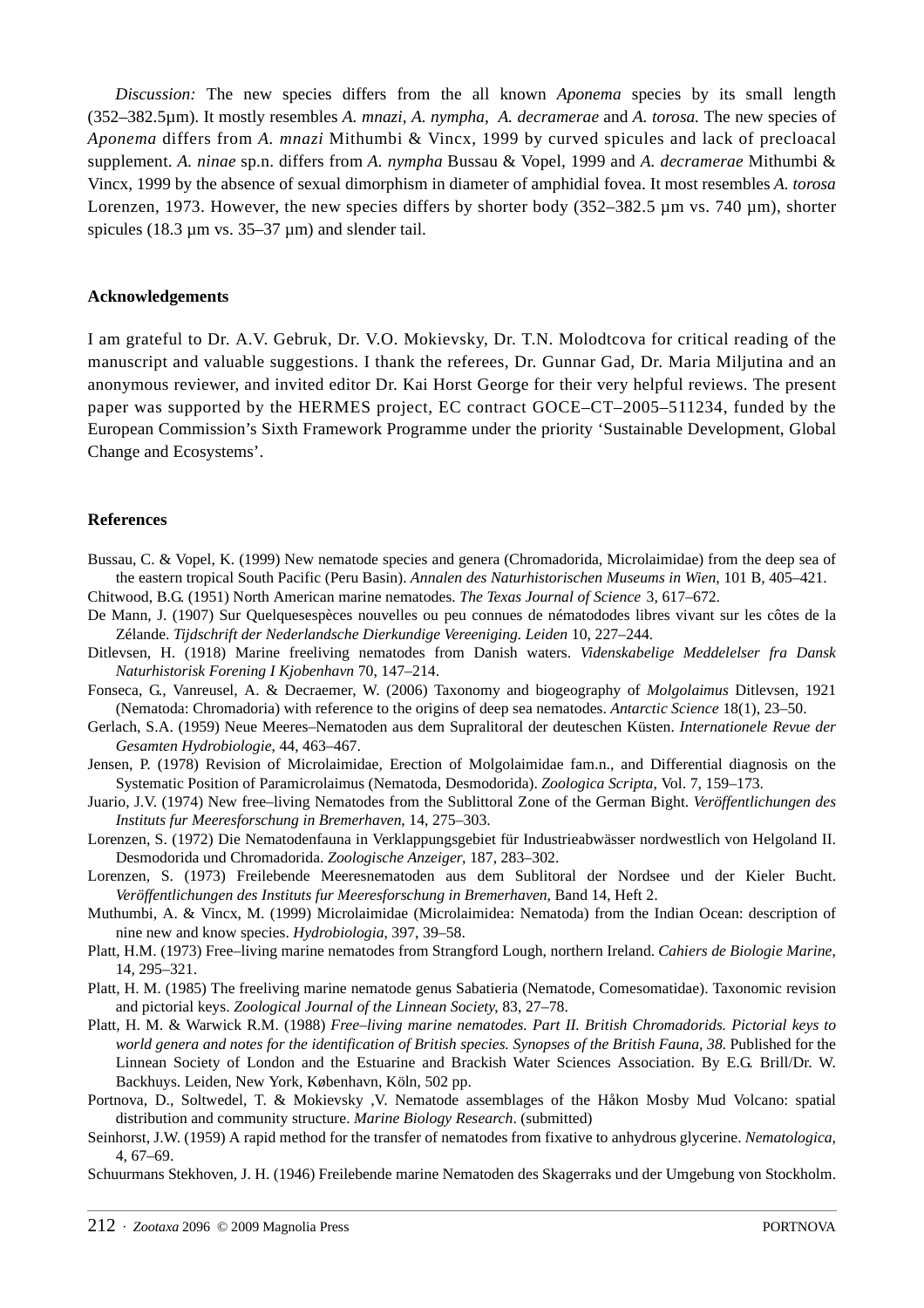*Discussion:* The new species differs from the all known *Aponema* species by its small length (352–382.5µm). It mostly resembles *A. mnazi*, *A. nympha*, *A. decramerae* and *A. torosa.* The new species of *Aponema* differs from *A. mnazi* Mithumbi & Vincx, 1999 by curved spicules and lack of precloacal supplement. *A. ninae* sp.n. differs from *A. nympha* Bussau & Vopel, 1999 and *A. decramerae* Mithumbi & Vincx, 1999 by the absence of sexual dimorphism in diameter of amphidial fovea. It most resembles *A. torosa* Lorenzen, 1973. However, the new species differs by shorter body (352–382.5 µm vs. 740 µm), shorter spicules (18.3 µm vs. 35–37 µm) and slender tail.

## Acknowledgements

I am grateful to Dr. A.V. Gebruk, Dr. V.O. Mokievsky, Dr. T.N. Molodtcova for critical reading of the manuscript and valuable suggestions. I thank the referees, Dr. Gunnar Gad, Dr. Maria Miljutina and an anonymous reviewer, and invited editor Dr. Kai Horst George for their very helpful reviews. The present paper was supported by the HERMES project, EC contract GOCE–CT–2005–511234, funded by the European Commission's Sixth Framework Programme under the priority 'Sustainable Development, Global Change and Ecosystems'.

## References

Bussau, C. & Vopel, K. (1999) New nematode species and genera (Chromadorida, Microlaimidae) from the deep sea of the eastern tropical South Pacific (Peru Basin). *Annalen des Naturhistorischen Museums in Wien*, 101 B, 405–421.

Chitwood, B.G. (1951) North American marine nematodes. *The Texas Journal of Science* 3, 617–672.

De Mann, J. (1907) Sur Quelquesespèces nouvelles ou peu connues de nématododes libres vivant sur les côtes de la Zélande. *Tijdschrift der Nederlandsche Dierkundige Vereeniging. Leiden* 10, 227–244.

Ditlevsen, H. (1918) Marine freeliving nematodes from Danish waters. *Videnskabelige Meddelelser fra Dansk Naturhistorisk Forening I Kjobenhavn* 70, 147–214.

Fonseca, G., Vanreusel, A. & Decraemer, W. (2006) Taxonomy and biogeography of *Molgolaimus* Ditlevsen, 1921 (Nematoda: Chromadoria) with reference to the origins of deep sea nematodes. *Antarctic Science* 18(1), 23–50.

Gerlach, S.A. (1959) Neue Meeres–Nematoden aus dem Supralitoral der deuteschen Küsten. *Internationele Revue der Gesamten Hydrobiologie*, 44, 463–467.

Jensen, P. (1978) Revision of Microlaimidae, Erection of Molgolaimidae fam.n., and Differential diagnosis on the Systematic Position of Paramicrolaimus (Nematoda, Desmodorida). *Zoologica Scripta*, Vol. 7, 159–173.

Juario, J.V. (1974) New free–living Nematodes from the Sublittoral Zone of the German Bight. *Veröffentlichungen des Instituts fur Meeresforschung in Bremerhaven*, 14, 275–303.

Lorenzen, S. (1972) Die Nematodenfauna in Verklappungsgebiet für Industrieabwässer nordwestlich von Helgoland II. Desmodorida und Chromadorida. *Zoologische Anzeiger*, 187, 283–302.

Lorenzen, S. (1973) Freilebende Meeresnematoden aus dem Sublitoral der Nordsee und der Kieler Bucht. *Veröffentlichungen des Instituts fur Meeresforschung in Bremerhaven*, Band 14, Heft 2.

Muthumbi, A. & Vincx, M. (1999) Microlaimidae (Microlaimidea: Nematoda) from the Indian Ocean: description of nine new and know species. *Hydrobiologia*, 397, 39–58.

Platt, H.M. (1973) Free–living marine nematodes from Strangford Lough, northern Ireland. *Cahiers de Biologie Marine*, 14, 295–321.

Platt, H. M. (1985) The freeliving marine nematode genus Sabatieria (Nematode, Comesomatidae). Taxonomic revision and pictorial keys. *Zoological Journal of the Linnean Society*, 83, 27–78.

Platt, H. M. & Warwick R.M. (1988) *Free–living marine nematodes. Part II. British Chromadorids. Pictorial keys to world genera and notes for the identification of British species. Synopses of the British Fauna, 38.* Published for the Linnean Society of London and the Estuarine and Brackish Water Sciences Association. By E.G. Brill/Dr. W. Backhuys. Leiden, New York, København, Köln, 502 pp.

Portnova, D., Soltwedel, T. & Mokievsky ,V. Nematode assemblages of the Håkon Mosby Mud Volcano: spatial distribution and community structure. *Marine Biology Research*. (submitted)

Seinhorst, J.W. (1959) A rapid method for the transfer of nematodes from fixative to anhydrous glycerine. *Nematologica*, 4, 67–69.

Schuurmans Stekhoven, J. H. (1946) Freilebende marine Nematoden des Skagerraks und der Umgebung von Stockholm.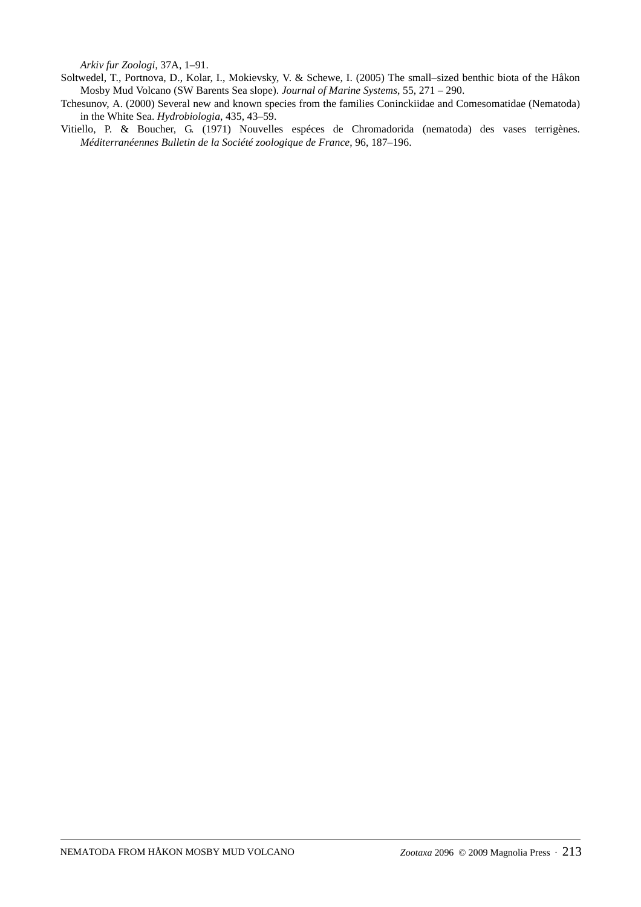*Arkiv fur Zoologi*, 37A, 1–91.

Soltwedel, T., Portnova, D., Kolar, I., Mokievsky, V. & Schewe, I. (2005) The small–sized benthic biota of the Håkon Mosby Mud Volcano (SW Barents Sea slope). *Journal of Marine Systems*, 55, 271 – 290.

Tchesunov, A. (2000) Several new and known species from the families Coninckiidae and Comesomatidae (Nematoda) in the White Sea. *Hydrobiologia*, 435, 43–59.

Vitiello, P. & Boucher, G. (1971) Nouvelles espéces de Chromadorida (nematoda) des vases terrigènes. *Méditerranéennes Bulletin de la Société zoologique de France*, 96, 187–196.